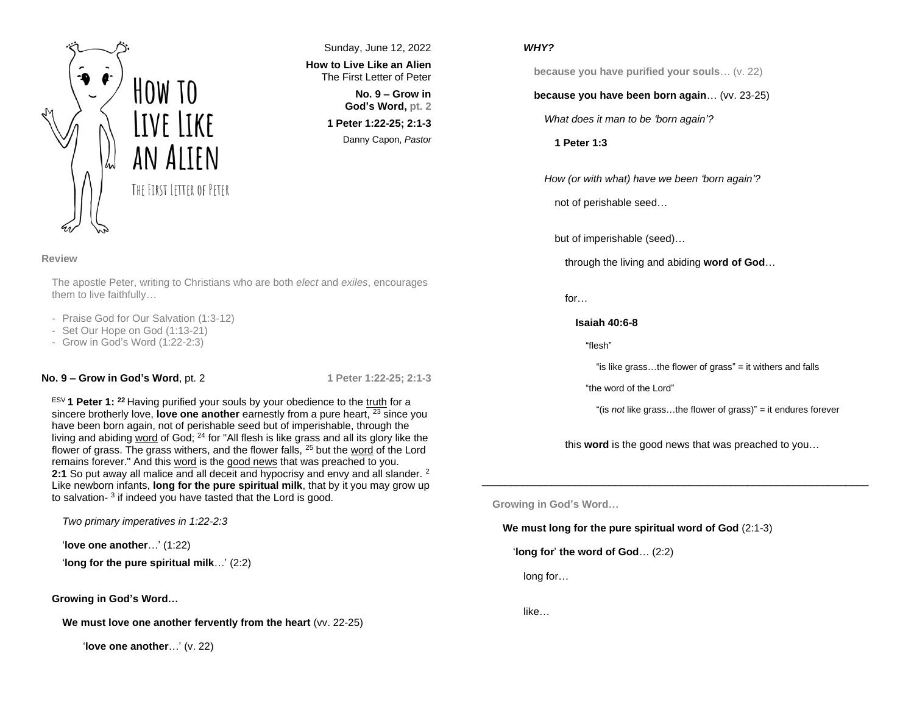# How to Live Like an Alien

The First Letter of Peter

Sunday, June 12, 2022

**How to Live Like an Alien**
The First Letter of Peter

**No. 9 – Grow in God's Word, pt. 2**

**1 Peter 1:22-25; 2:1-3**

Danny Capon, *Pastor*

**Review**

The apostle Peter, writing to Christians who are both *elect* and *exiles*, encourages them to live faithfully…

- Praise God for Our Salvation (1:3-12)
- Set Our Hope on God (1:13-21)
- Grow in God's Word (1:22-2:3)

**No. 9 – Grow in God's Word**, pt. 2 — **1 Peter 1:22-25; 2:1-3**

ESV **1 Peter 1:** **22** Having purified your souls by your obedience to the truth for a sincere brotherly love, **love one another** earnestly from a pure heart, [23] since you have been born again, not of perishable seed but of imperishable, through the living and abiding word of God; [24] for "All flesh is like grass and all its glory like the flower of grass. The grass withers, and the flower falls, [25] but the word of the Lord remains forever." And this word is the good news that was preached to you.
**2:1** So put away all malice and all deceit and hypocrisy and envy and all slander. [2] Like newborn infants, **long for the pure spiritual milk**, that by it you may grow up to salvation- [3] if indeed you have tasted that the Lord is good.

*Two primary imperatives in 1:22-2:3*

'**love one another**…' (1:22)

'**long for the pure spiritual milk**…' (2:2)

**Growing in God's Word…**

**We must love one another fervently from the heart** (vv. 22-25)

'**love one another**…' (v. 22)

***WHY?***

**because you have purified your souls**… (v. 22)

**because you have been born again**… (vv. 23-25)

*What does it man to be 'born again'?*

**1 Peter 1:3**

*How (or with what) have we been 'born again'?*

not of perishable seed…

but of imperishable (seed)…

through the living and abiding **word of God**…

for…

**Isaiah 40:6-8**

"flesh"

"is like grass…the flower of grass" = it withers and falls

"the word of the Lord"

"(is *not* like grass…the flower of grass)" = it endures forever

this **word** is the good news that was preached to you…

---

**Growing in God's Word…**

**We must long for the pure spiritual word of God** (2:1-3)

'**long for**' **the word of God**… (2:2)

long for…

like…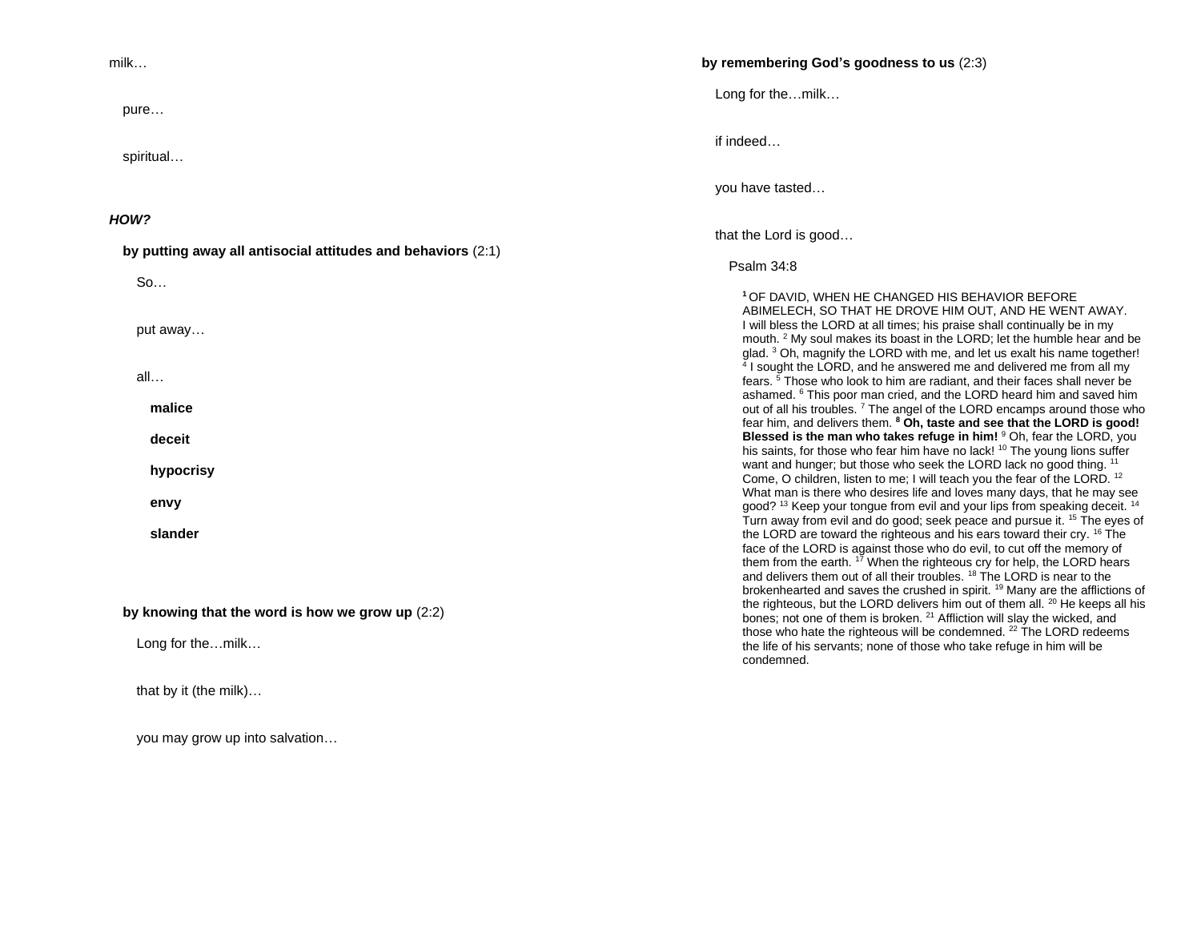milk…

pure…

spiritual…

***HOW?***

**by putting away all antisocial attitudes and behaviors** (2:1)

So…

put away…

all…

**malice**

**deceit**

**hypocrisy**

**envy**

**slander**

**by knowing that the word is how we grow up** (2:2)

Long for the…milk…

that by it (the milk)…

you may grow up into salvation…

**by remembering God's goodness to us** (2:3)

Long for the…milk…

if indeed…

you have tasted…

that the Lord is good…

Psalm 34:8

**1** OF DAVID, WHEN HE CHANGED HIS BEHAVIOR BEFORE ABIMELECH, SO THAT HE DROVE HIM OUT, AND HE WENT AWAY. I will bless the LORD at all times; his praise shall continually be in my mouth. 2 My soul makes its boast in the LORD; let the humble hear and be glad. 3 Oh, magnify the LORD with me, and let us exalt his name together! 4 I sought the LORD, and he answered me and delivered me from all my fears. 5 Those who look to him are radiant, and their faces shall never be ashamed. 6 This poor man cried, and the LORD heard him and saved him out of all his troubles. 7 The angel of the LORD encamps around those who fear him, and delivers them. **8 Oh, taste and see that the LORD is good! Blessed is the man who takes refuge in him!** 9 Oh, fear the LORD, you his saints, for those who fear him have no lack! 10 The young lions suffer want and hunger; but those who seek the LORD lack no good thing. 11 Come, O children, listen to me; I will teach you the fear of the LORD. 12 What man is there who desires life and loves many days, that he may see good? 13 Keep your tongue from evil and your lips from speaking deceit. 14 Turn away from evil and do good; seek peace and pursue it. 15 The eyes of the LORD are toward the righteous and his ears toward their cry. 16 The face of the LORD is against those who do evil, to cut off the memory of them from the earth. 17 When the righteous cry for help, the LORD hears and delivers them out of all their troubles. 18 The LORD is near to the brokenhearted and saves the crushed in spirit. 19 Many are the afflictions of the righteous, but the LORD delivers him out of them all. 20 He keeps all his bones; not one of them is broken. 21 Affliction will slay the wicked, and those who hate the righteous will be condemned. 22 The LORD redeems the life of his servants; none of those who take refuge in him will be condemned.